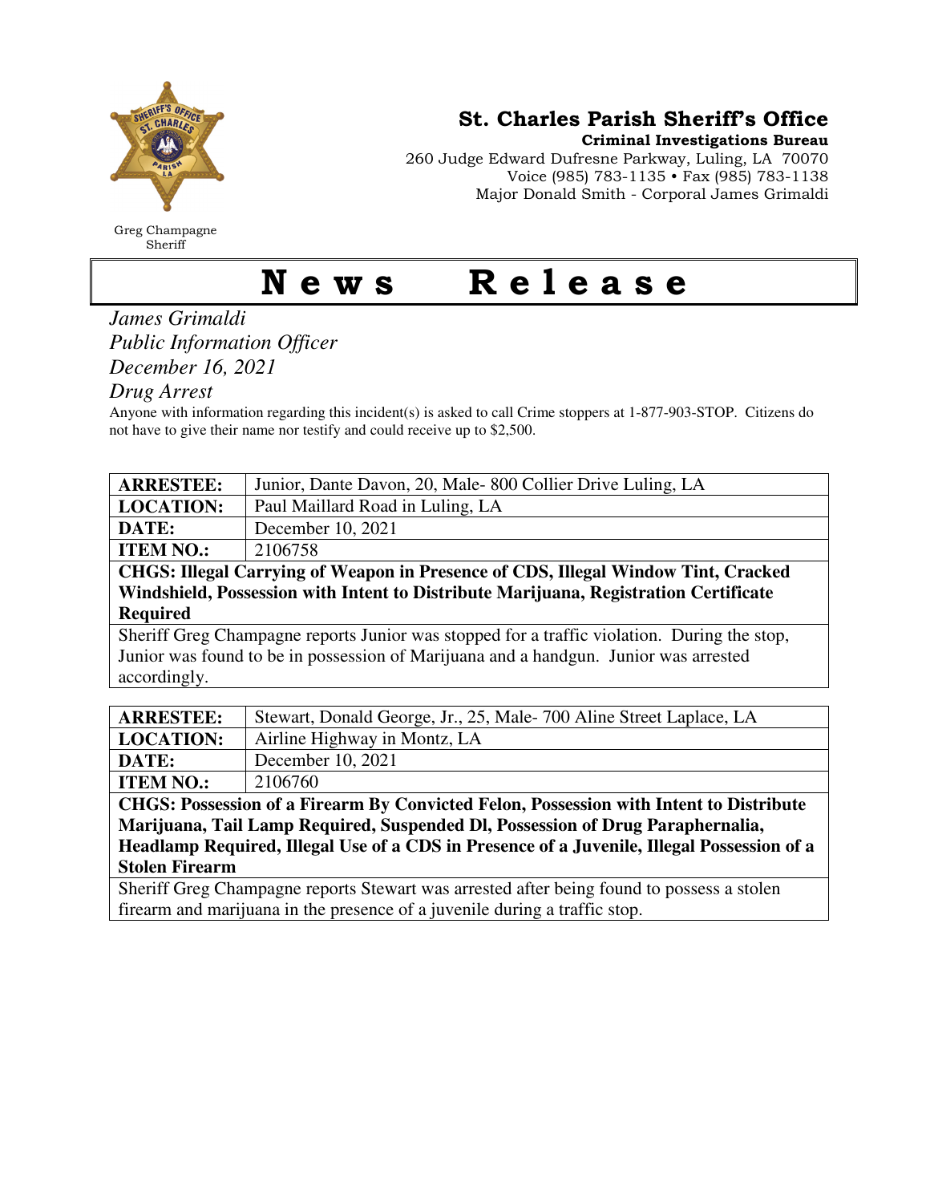# St. Charles Parish Sheriff's Office

**Criminal Investigations Bureau**
260 Judge Edward Dufresne Parkway, Luling, LA 70070
Voice (985) 783-1135 • Fax (985) 783-1138
Major Donald Smith - Corporal James Grimaldi

Greg Champagne
Sheriff

# News Release

*James Grimaldi*
*Public Information Officer*
*December 16, 2021*
*Drug Arrest*

Anyone with information regarding this incident(s) is asked to call Crime stoppers at 1-877-903-STOP. Citizens do not have to give their name nor testify and could receive up to $2,500.

| **ARRESTEE:** | Junior, Dante Davon, 20, Male- 800 Collier Drive Luling, LA |
|---|---|
| **LOCATION:** | Paul Maillard Road in Luling, LA |
| **DATE:** | December 10, 2021 |
| **ITEM NO.:** | 2106758 |
| **CHGS: Illegal Carrying of Weapon in Presence of CDS, Illegal Window Tint, Cracked Windshield, Possession with Intent to Distribute Marijuana, Registration Certificate Required** | |
| Sheriff Greg Champagne reports Junior was stopped for a traffic violation. During the stop, Junior was found to be in possession of Marijuana and a handgun. Junior was arrested accordingly. | |

| **ARRESTEE:** | Stewart, Donald George, Jr., 25, Male- 700 Aline Street Laplace, LA |
|---|---|
| **LOCATION:** | Airline Highway in Montz, LA |
| **DATE:** | December 10, 2021 |
| **ITEM NO.:** | 2106760 |
| **CHGS: Possession of a Firearm By Convicted Felon, Possession with Intent to Distribute Marijuana, Tail Lamp Required, Suspended Dl, Possession of Drug Paraphernalia, Headlamp Required, Illegal Use of a CDS in Presence of a Juvenile, Illegal Possession of a Stolen Firearm** | |
| Sheriff Greg Champagne reports Stewart was arrested after being found to possess a stolen firearm and marijuana in the presence of a juvenile during a traffic stop. | |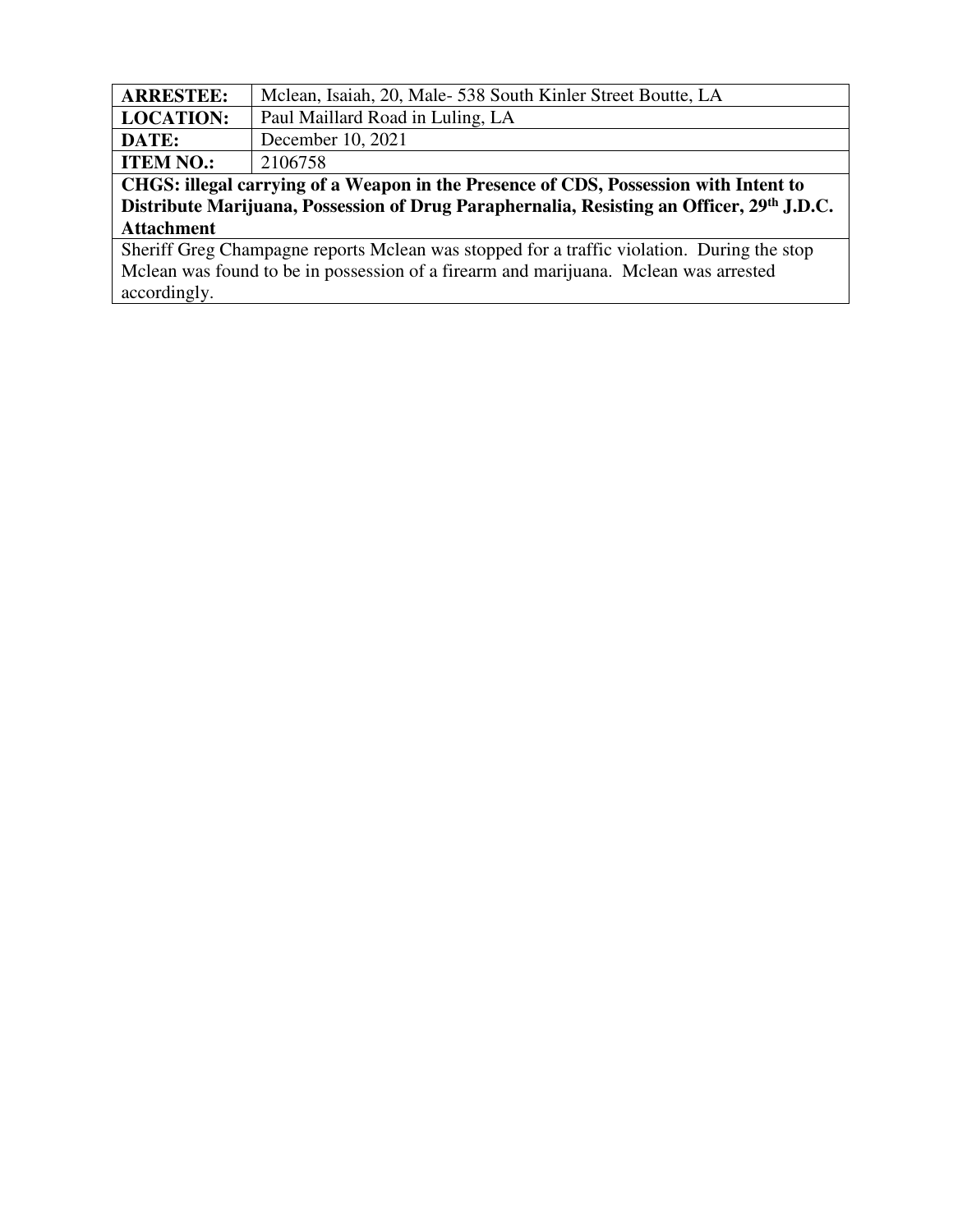| | |
|---|---|
| **ARRESTEE:** | Mclean, Isaiah, 20, Male- 538 South Kinler Street Boutte, LA |
| **LOCATION:** | Paul Maillard Road in Luling, LA |
| **DATE:** | December 10, 2021 |
| **ITEM NO.:** | 2106758 |
| **CHGS: illegal carrying of a Weapon in the Presence of CDS, Possession with Intent to Distribute Marijuana, Possession of Drug Paraphernalia, Resisting an Officer, 29th J.D.C. Attachment** | |
| Sheriff Greg Champagne reports Mclean was stopped for a traffic violation. During the stop Mclean was found to be in possession of a firearm and marijuana. Mclean was arrested accordingly. | |